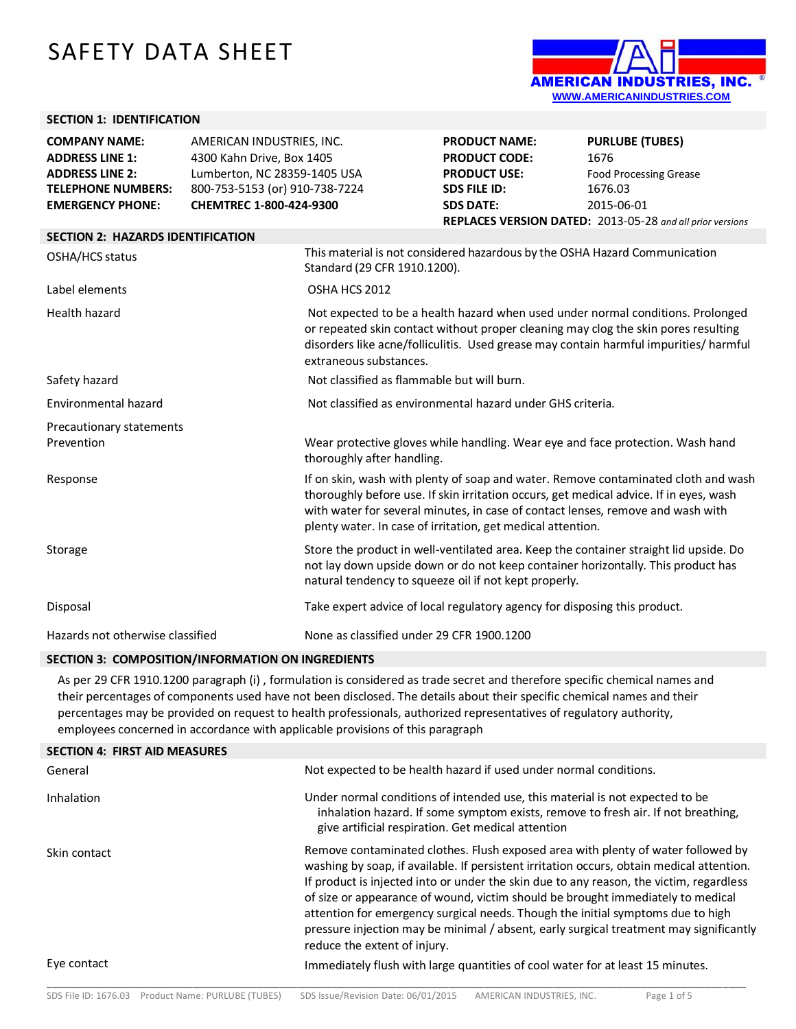# SAFETY DATA SHEET

AMERICAN INDUSTRIES, INC.
WWW.AMERICANINDUSTRIES.COM

## SECTION 1: IDENTIFICATION

| | | | |
|---|---|---|---|
| **COMPANY NAME:** | AMERICAN INDUSTRIES, INC. | **PRODUCT NAME:** | **PURLUBE (TUBES)** |
| **ADDRESS LINE 1:** | 4300 Kahn Drive, Box 1405 | **PRODUCT CODE:** | 1676 |
| **ADDRESS LINE 2:** | Lumberton, NC 28359-1405 USA | **PRODUCT USE:** | Food Processing Grease |
| **TELEPHONE NUMBERS:** | 800-753-5153 (or) 910-738-7224 | **SDS FILE ID:** | 1676.03 |
| **EMERGENCY PHONE:** | **CHEMTREC 1-800-424-9300** | **SDS DATE:** | 2015-06-01 |

**REPLACES VERSION DATED:** 2013-05-28 *and all prior versions*

## SECTION 2: HAZARDS IDENTIFICATION

| | |
|---|---|
| OSHA/HCS status | This material is not considered hazardous by the OSHA Hazard Communication Standard (29 CFR 1910.1200). |
| Label elements | OSHA HCS 2012 |
| Health hazard | Not expected to be a health hazard when used under normal conditions. Prolonged or repeated skin contact without proper cleaning may clog the skin pores resulting disorders like acne/folliculitis. Used grease may contain harmful impurities/ harmful extraneous substances. |
| Safety hazard | Not classified as flammable but will burn. |
| Environmental hazard | Not classified as environmental hazard under GHS criteria. |
| Precautionary statements<br>Prevention | Wear protective gloves while handling. Wear eye and face protection. Wash hand thoroughly after handling. |
| Response | If on skin, wash with plenty of soap and water. Remove contaminated cloth and wash thoroughly before use. If skin irritation occurs, get medical advice. If in eyes, wash with water for several minutes, in case of contact lenses, remove and wash with plenty water. In case of irritation, get medical attention. |
| Storage | Store the product in well-ventilated area. Keep the container straight lid upside. Do not lay down upside down or do not keep container horizontally. This product has natural tendency to squeeze oil if not kept properly. |
| Disposal | Take expert advice of local regulatory agency for disposing this product. |
| Hazards not otherwise classified | None as classified under 29 CFR 1900.1200 |

## SECTION 3: COMPOSITION/INFORMATION ON INGREDIENTS

As per 29 CFR 1910.1200 paragraph (i) , formulation is considered as trade secret and therefore specific chemical names and their percentages of components used have not been disclosed. The details about their specific chemical names and their percentages may be provided on request to health professionals, authorized representatives of regulatory authority, employees concerned in accordance with applicable provisions of this paragraph

## SECTION 4: FIRST AID MEASURES

| | |
|---|---|
| General | Not expected to be health hazard if used under normal conditions. |
| Inhalation | Under normal conditions of intended use, this material is not expected to be inhalation hazard. If some symptom exists, remove to fresh air. If not breathing, give artificial respiration. Get medical attention |
| Skin contact | Remove contaminated clothes. Flush exposed area with plenty of water followed by washing by soap, if available. If persistent irritation occurs, obtain medical attention. If product is injected into or under the skin due to any reason, the victim, regardless of size or appearance of wound, victim should be brought immediately to medical attention for emergency surgical needs. Though the initial symptoms due to high pressure injection may be minimal / absent, early surgical treatment may significantly reduce the extent of injury. |
| Eye contact | Immediately flush with large quantities of cool water for at least 15 minutes. |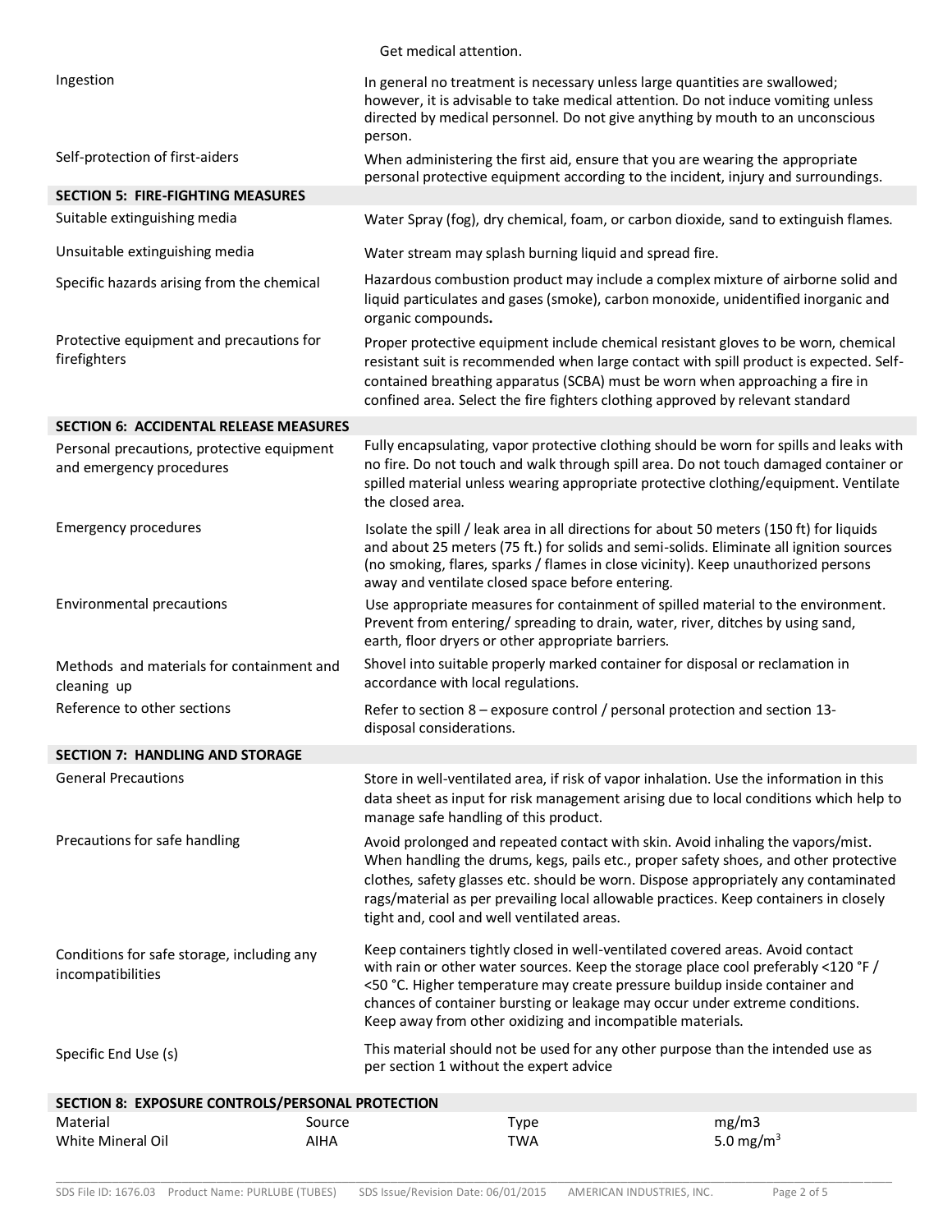| | |
|---|---|
| | Get medical attention. |
| Ingestion | In general no treatment is necessary unless large quantities are swallowed; however, it is advisable to take medical attention. Do not induce vomiting unless directed by medical personnel. Do not give anything by mouth to an unconscious person. |
| Self-protection of first-aiders | When administering the first aid, ensure that you are wearing the appropriate personal protective equipment according to the incident, injury and surroundings. |

## SECTION 5: FIRE-FIGHTING MEASURES

| | |
|---|---|
| Suitable extinguishing media | Water Spray (fog), dry chemical, foam, or carbon dioxide, sand to extinguish flames. |
| Unsuitable extinguishing media | Water stream may splash burning liquid and spread fire. |
| Specific hazards arising from the chemical | Hazardous combustion product may include a complex mixture of airborne solid and liquid particulates and gases (smoke), carbon monoxide, unidentified inorganic and organic compounds**.** |
| Protective equipment and precautions for firefighters | Proper protective equipment include chemical resistant gloves to be worn, chemical resistant suit is recommended when large contact with spill product is expected. Self-contained breathing apparatus (SCBA) must be worn when approaching a fire in confined area. Select the fire fighters clothing approved by relevant standard |

## SECTION 6: ACCIDENTAL RELEASE MEASURES

| | |
|---|---|
| Personal precautions, protective equipment and emergency procedures | Fully encapsulating, vapor protective clothing should be worn for spills and leaks with no fire. Do not touch and walk through spill area. Do not touch damaged container or spilled material unless wearing appropriate protective clothing/equipment. Ventilate the closed area. |
| Emergency procedures | Isolate the spill / leak area in all directions for about 50 meters (150 ft) for liquids and about 25 meters (75 ft.) for solids and semi-solids. Eliminate all ignition sources (no smoking, flares, sparks / flames in close vicinity). Keep unauthorized persons away and ventilate closed space before entering. |
| Environmental precautions | Use appropriate measures for containment of spilled material to the environment. Prevent from entering/ spreading to drain, water, river, ditches by using sand, earth, floor dryers or other appropriate barriers. |
| Methods and materials for containment and cleaning up | Shovel into suitable properly marked container for disposal or reclamation in accordance with local regulations. |
| Reference to other sections | Refer to section 8 – exposure control / personal protection and section 13-disposal considerations. |

## SECTION 7: HANDLING AND STORAGE

| | |
|---|---|
| General Precautions | Store in well-ventilated area, if risk of vapor inhalation. Use the information in this data sheet as input for risk management arising due to local conditions which help to manage safe handling of this product. |
| Precautions for safe handling | Avoid prolonged and repeated contact with skin. Avoid inhaling the vapors/mist. When handling the drums, kegs, pails etc., proper safety shoes, and other protective clothes, safety glasses etc. should be worn. Dispose appropriately any contaminated rags/material as per prevailing local allowable practices. Keep containers in closely tight and, cool and well ventilated areas. |
| Conditions for safe storage, including any incompatibilities | Keep containers tightly closed in well-ventilated covered areas. Avoid contact with rain or other water sources. Keep the storage place cool preferably <120 °F / <50 °C. Higher temperature may create pressure buildup inside container and chances of container bursting or leakage may occur under extreme conditions. Keep away from other oxidizing and incompatible materials. |
| Specific End Use (s) | This material should not be used for any other purpose than the intended use as per section 1 without the expert advice |

## SECTION 8: EXPOSURE CONTROLS/PERSONAL PROTECTION

| Material | Source | Type | mg/m3 |
|---|---|---|---|
| White Mineral Oil | AIHA | TWA | 5.0 mg/m$^3$ |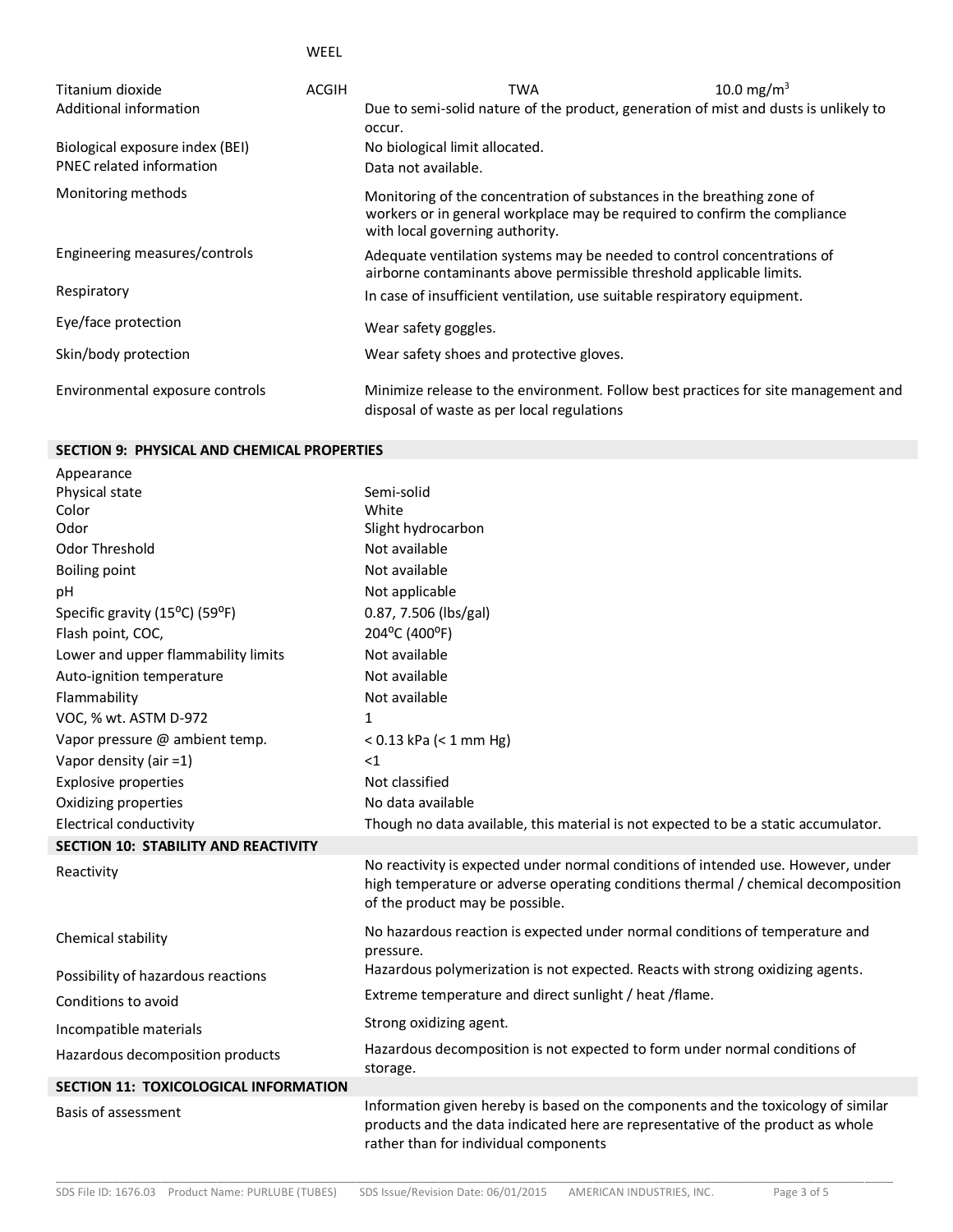| | | | |
|---|---|---|---|
| | WEEL | | |
| Titanium dioxide | ACGIH | TWA | 10.0 mg/m$^3$ |

| | |
|---|---|
| Additional information | Due to semi-solid nature of the product, generation of mist and dusts is unlikely to occur. |
| Biological exposure index (BEI) | No biological limit allocated. |
| PNEC related information | Data not available. |
| Monitoring methods | Monitoring of the concentration of substances in the breathing zone of workers or in general workplace may be required to confirm the compliance with local governing authority. |
| Engineering measures/controls | Adequate ventilation systems may be needed to control concentrations of airborne contaminants above permissible threshold applicable limits. |
| Respiratory | In case of insufficient ventilation, use suitable respiratory equipment. |
| Eye/face protection | Wear safety goggles. |
| Skin/body protection | Wear safety shoes and protective gloves. |
| Environmental exposure controls | Minimize release to the environment. Follow best practices for site management and disposal of waste as per local regulations |

## SECTION 9: PHYSICAL AND CHEMICAL PROPERTIES

| | |
|---|---|
| Appearance | |
| Physical state | Semi-solid |
| Color | White |
| Odor | Slight hydrocarbon |
| Odor Threshold | Not available |
| Boiling point | Not available |
| pH | Not applicable |
| Specific gravity (15ºC) (59ºF) | 0.87, 7.506 (lbs/gal) |
| Flash point, COC, | 204ºC (400ºF) |
| Lower and upper flammability limits | Not available |
| Auto-ignition temperature | Not available |
| Flammability | Not available |
| VOC, % wt. ASTM D-972 | 1 |
| Vapor pressure @ ambient temp. | < 0.13 kPa (< 1 mm Hg) |
| Vapor density (air =1) | <1 |
| Explosive properties | Not classified |
| Oxidizing properties | No data available |
| Electrical conductivity | Though no data available, this material is not expected to be a static accumulator. |

## SECTION 10: STABILITY AND REACTIVITY

| | |
|---|---|
| Reactivity | No reactivity is expected under normal conditions of intended use. However, under high temperature or adverse operating conditions thermal / chemical decomposition of the product may be possible. |
| Chemical stability | No hazardous reaction is expected under normal conditions of temperature and pressure. |
| Possibility of hazardous reactions | Hazardous polymerization is not expected. Reacts with strong oxidizing agents. |
| Conditions to avoid | Extreme temperature and direct sunlight / heat /flame. |
| Incompatible materials | Strong oxidizing agent. |
| Hazardous decomposition products | Hazardous decomposition is not expected to form under normal conditions of storage. |

## SECTION 11: TOXICOLOGICAL INFORMATION

| | |
|---|---|
| Basis of assessment | Information given hereby is based on the components and the toxicology of similar products and the data indicated here are representative of the product as whole rather than for individual components |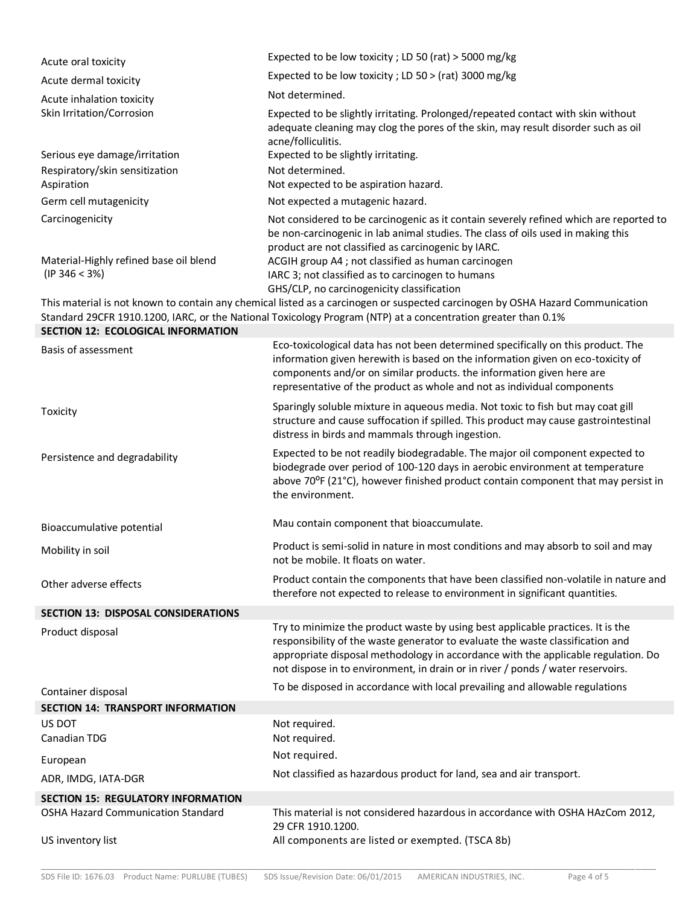| | |
|---|---|
| Acute oral toxicity | Expected to be low toxicity ; LD 50 (rat) > 5000 mg/kg |
| Acute dermal toxicity | Expected to be low toxicity ; LD 50 > (rat) 3000 mg/kg |
| Acute inhalation toxicity | Not determined. |
| Skin Irritation/Corrosion | Expected to be slightly irritating. Prolonged/repeated contact with skin without adequate cleaning may clog the pores of the skin, may result disorder such as oil acne/folliculitis. |
| Serious eye damage/irritation | Expected to be slightly irritating. |
| Respiratory/skin sensitization | Not determined. |
| Aspiration | Not expected to be aspiration hazard. |
| Germ cell mutagenicity | Not expected a mutagenic hazard. |
| Carcinogenicity | Not considered to be carcinogenic as it contain severely refined which are reported to be non-carcinogenic in lab animal studies. The class of oils used in making this product are not classified as carcinogenic by IARC. |
| Material-Highly refined base oil blend (IP 346 < 3%) | ACGIH group A4 ; not classified as human carcinogen<br>IARC 3; not classified as to carcinogen to humans<br>GHS/CLP, no carcinogenicity classification |

This material is not known to contain any chemical listed as a carcinogen or suspected carcinogen by OSHA Hazard Communication Standard 29CFR 1910.1200, IARC, or the National Toxicology Program (NTP) at a concentration greater than 0.1%

## SECTION 12: ECOLOGICAL INFORMATION

| | |
|---|---|
| Basis of assessment | Eco-toxicological data has not been determined specifically on this product. The information given herewith is based on the information given on eco-toxicity of components and/or on similar products. the information given here are representative of the product as whole and not as individual components |
| Toxicity | Sparingly soluble mixture in aqueous media. Not toxic to fish but may coat gill structure and cause suffocation if spilled. This product may cause gastrointestinal distress in birds and mammals through ingestion. |
| Persistence and degradability | Expected to be not readily biodegradable. The major oil component expected to biodegrade over period of 100-120 days in aerobic environment at temperature above 70⁰F (21°C), however finished product contain component that may persist in the environment. |
| Bioaccumulative potential | Mau contain component that bioaccumulate. |
| Mobility in soil | Product is semi-solid in nature in most conditions and may absorb to soil and may not be mobile. It floats on water. |
| Other adverse effects | Product contain the components that have been classified non-volatile in nature and therefore not expected to release to environment in significant quantities. |

## SECTION 13: DISPOSAL CONSIDERATIONS

| | |
|---|---|
| Product disposal | Try to minimize the product waste by using best applicable practices. It is the responsibility of the waste generator to evaluate the waste classification and appropriate disposal methodology in accordance with the applicable regulation. Do not dispose in to environment, in drain or in river / ponds / water reservoirs. |
| Container disposal | To be disposed in accordance with local prevailing and allowable regulations |

## SECTION 14: TRANSPORT INFORMATION

| | |
|---|---|
| US DOT | Not required. |
| Canadian TDG | Not required. |
| European | Not required. |
| ADR, IMDG, IATA-DGR | Not classified as hazardous product for land, sea and air transport. |

## SECTION 15: REGULATORY INFORMATION

| | |
|---|---|
| OSHA Hazard Communication Standard | This material is not considered hazardous in accordance with OSHA HAzCom 2012, 29 CFR 1910.1200. |
| US inventory list | All components are listed or exempted. (TSCA 8b) |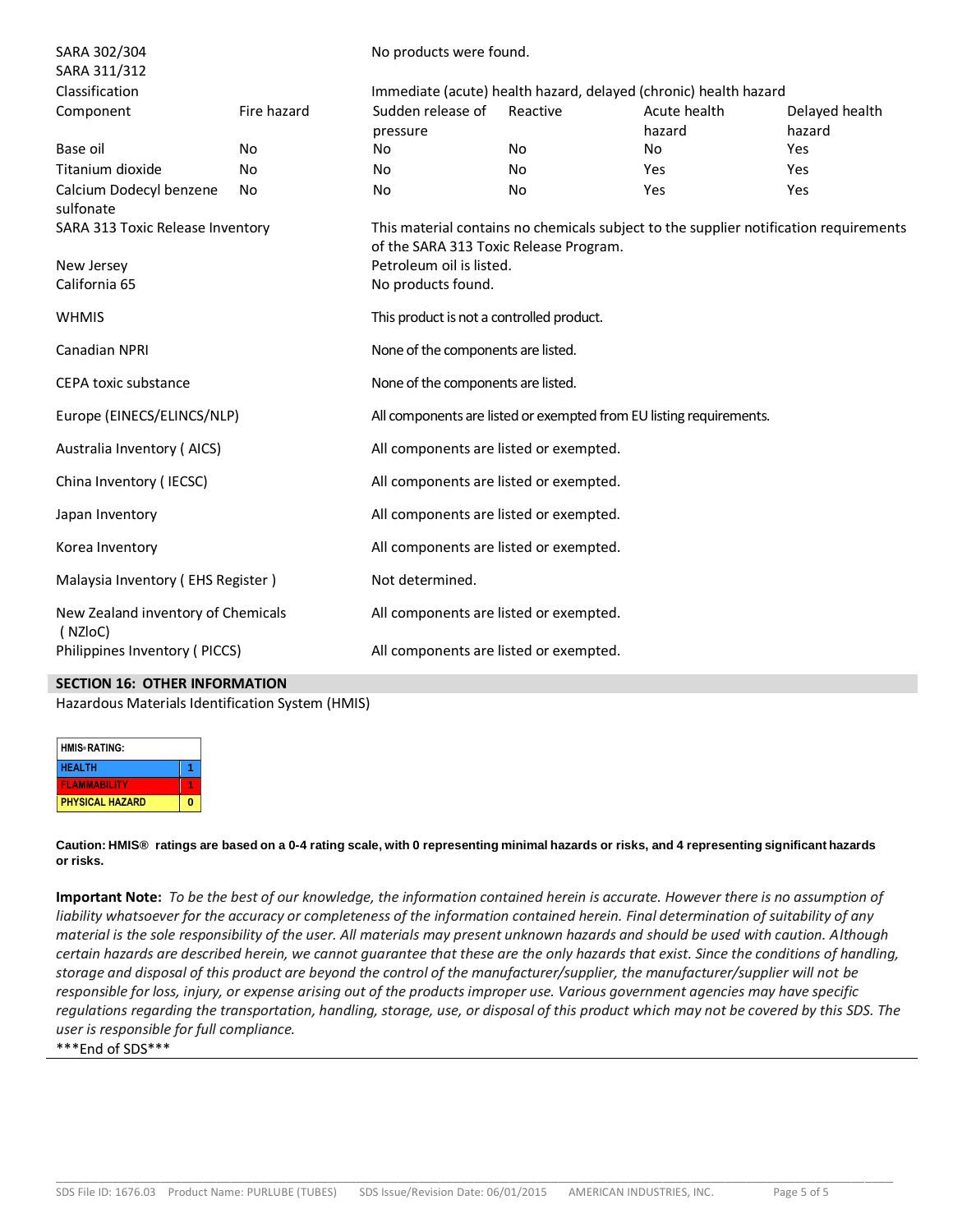| | |
|---|---|
| SARA 302/304 | No products were found. |
| SARA 311/312 Classification | Immediate (acute) health hazard, delayed (chronic) health hazard |

| Component | Fire hazard | Sudden release of pressure | Reactive | Acute health hazard | Delayed health hazard |
|---|---|---|---|---|---|
| Base oil | No | No | No | No | Yes |
| Titanium dioxide | No | No | No | Yes | Yes |
| Calcium Dodecyl benzene sulfonate | No | No | No | Yes | Yes |

| | |
|---|---|
| SARA 313 Toxic Release Inventory | This material contains no chemicals subject to the supplier notification requirements of the SARA 313 Toxic Release Program. |
| New Jersey | Petroleum oil is listed. |
| California 65 | No products found. |
| WHMIS | This product is not a controlled product. |
| Canadian NPRI | None of the components are listed. |
| CEPA toxic substance | None of the components are listed. |
| Europe (EINECS/ELINCS/NLP) | All components are listed or exempted from EU listing requirements. |
| Australia Inventory ( AICS) | All components are listed or exempted. |
| China Inventory ( IECSC) | All components are listed or exempted. |
| Japan Inventory | All components are listed or exempted. |
| Korea Inventory | All components are listed or exempted. |
| Malaysia Inventory ( EHS Register ) | Not determined. |
| New Zealand inventory of Chemicals ( NZloC) | All components are listed or exempted. |
| Philippines Inventory ( PICCS) | All components are listed or exempted. |

## SECTION 16: OTHER INFORMATION

Hazardous Materials Identification System (HMIS)

| HMIS® RATING: | |
|---|---|
| HEALTH | 1 |
| FLAMMABILITY | 1 |
| PHYSICAL HAZARD | 0 |

**Caution: HMIS® ratings are based on a 0-4 rating scale, with 0 representing minimal hazards or risks, and 4 representing significant hazards or risks.**

**Important Note:** *To be the best of our knowledge, the information contained herein is accurate. However there is no assumption of liability whatsoever for the accuracy or completeness of the information contained herein. Final determination of suitability of any material is the sole responsibility of the user. All materials may present unknown hazards and should be used with caution. Although certain hazards are described herein, we cannot guarantee that these are the only hazards that exist. Since the conditions of handling, storage and disposal of this product are beyond the control of the manufacturer/supplier, the manufacturer/supplier will not be responsible for loss, injury, or expense arising out of the products improper use. Various government agencies may have specific regulations regarding the transportation, handling, storage, use, or disposal of this product which may not be covered by this SDS. The user is responsible for full compliance.*

***End of SDS***